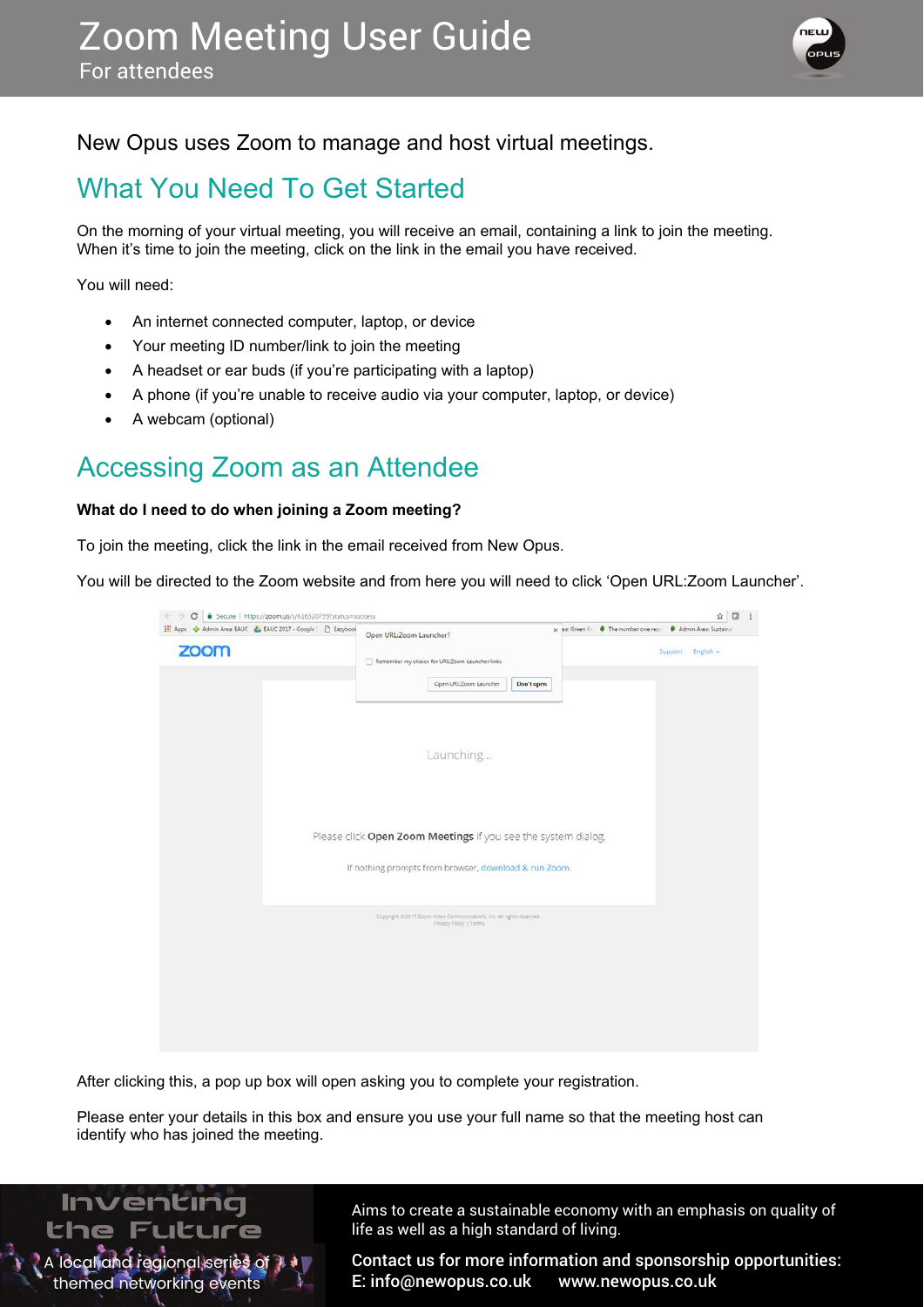# Zoom Meeting User Guide

For attendees

New Opus uses Zoom to manage and host virtual meetings.

## What You Need To Get Started

On the morning of your virtual meeting, you will receive an email, containing a link to join the meeting. When it's time to join the meeting, click on the link in the email you have received.

You will need:

- An internet connected computer, laptop, or device
- Your meeting ID number/link to join the meeting
- A headset or ear buds (if you're participating with a laptop)
- A phone (if you're unable to receive audio via your computer, laptop, or device)
- A webcam (optional)

## Accessing Zoom as an Attendee

**What do I need to do when joining a Zoom meeting?**

To join the meeting, click the link in the email received from New Opus.

You will be directed to the Zoom website and from here you will need to click 'Open URL:Zoom Launcher'.

After clicking this, a pop up box will open asking you to complete your registration.

Please enter your details in this box and ensure you use your full name so that the meeting host can identify who has joined the meeting.

Inventing the Future

A local and regional series of themed networking events

Aims to create a sustainable economy with an emphasis on quality of life as well as a high standard of living.

**Contact us for more information and sponsorship opportunities:**
**E: info@newopus.co.uk www.newopus.co.uk**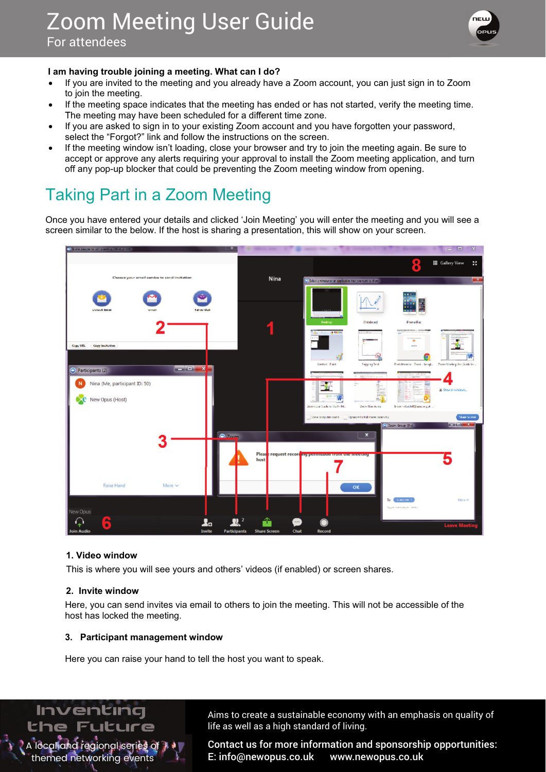**I am having trouble joining a meeting. What can I do?**

- If you are invited to the meeting and you already have a Zoom account, you can just sign in to Zoom to join the meeting.
- If the meeting space indicates that the meeting has ended or has not started, verify the meeting time. The meeting may have been scheduled for a different time zone.
- If you are asked to sign in to your existing Zoom account and you have forgotten your password, select the “Forgot?” link and follow the instructions on the screen.
- If the meeting window isn’t loading, close your browser and try to join the meeting again. Be sure to accept or approve any alerts requiring your approval to install the Zoom meeting application, and turn off any pop-up blocker that could be preventing the Zoom meeting window from opening.

## Taking Part in a Zoom Meeting

Once you have entered your details and clicked ‘Join Meeting’ you will enter the meeting and you will see a screen similar to the below. If the host is sharing a presentation, this will show on your screen.

**1. Video window**

This is where you will see yours and others’ videos (if enabled) or screen shares.

**2. Invite window**

Here, you can send invites via email to others to join the meeting. This will not be accessible of the host has locked the meeting.

**3. Participant management window**

Here you can raise your hand to tell the host you want to speak.

Inventing the Future

A local and regional series of themed networking events

Aims to create a sustainable economy with an emphasis on quality of life as well as a high standard of living.

**Contact us for more information and sponsorship opportunities:**
**E: info@newopus.co.uk www.newopus.co.uk**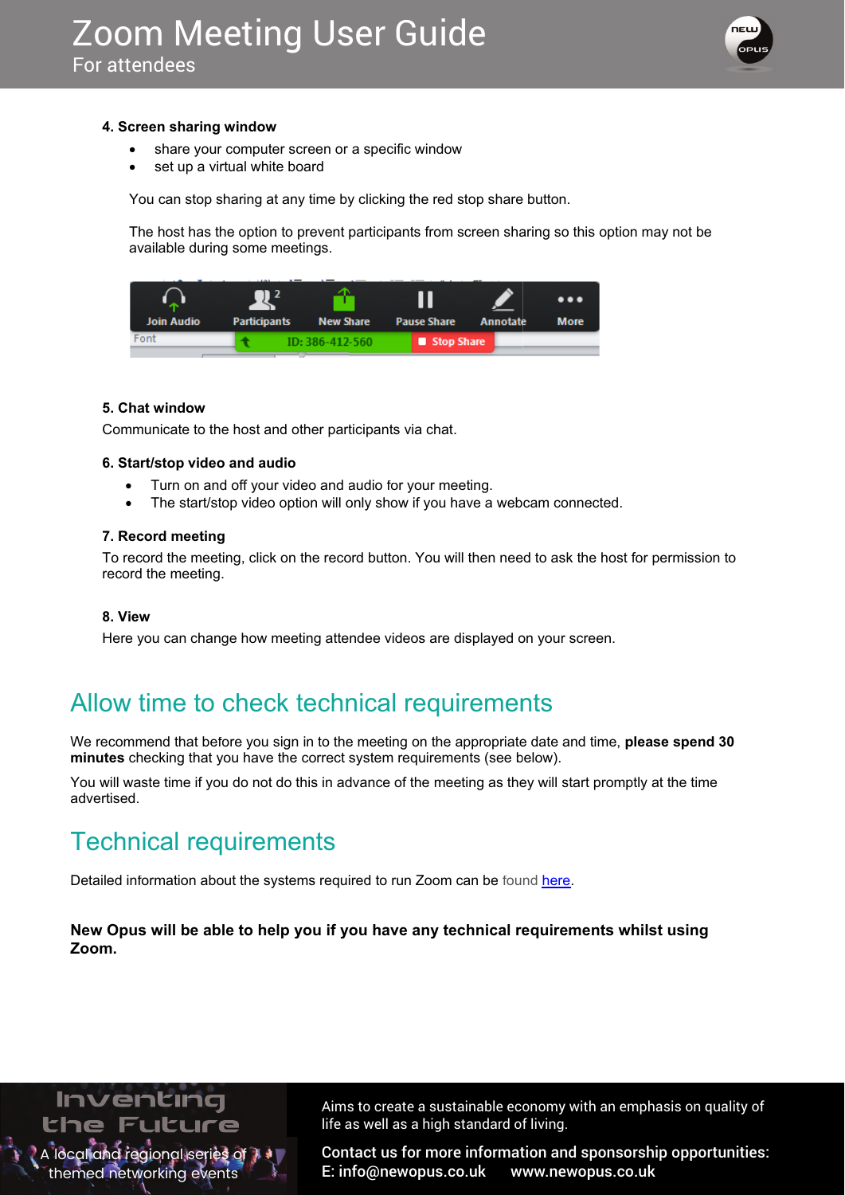**4. Screen sharing window**

- share your computer screen or a specific window
- set up a virtual white board

You can stop sharing at any time by clicking the red stop share button.

The host has the option to prevent participants from screen sharing so this option may not be available during some meetings.

**5. Chat window**

Communicate to the host and other participants via chat.

**6. Start/stop video and audio**

- Turn on and off your video and audio for your meeting.
- The start/stop video option will only show if you have a webcam connected.

**7. Record meeting**

To record the meeting, click on the record button. You will then need to ask the host for permission to record the meeting.

**8. View**

Here you can change how meeting attendee videos are displayed on your screen.

## Allow time to check technical requirements

We recommend that before you sign in to the meeting on the appropriate date and time, **please spend 30 minutes** checking that you have the correct system requirements (see below).

You will waste time if you do not do this in advance of the meeting as they will start promptly at the time advertised.

## Technical requirements

Detailed information about the systems required to run Zoom can be found here.

**New Opus will be able to help you if you have any technical requirements whilst using Zoom.**

Inventing the Future

A local and regional series of themed networking events

Aims to create a sustainable economy with an emphasis on quality of life as well as a high standard of living.

**Contact us for more information and sponsorship opportunities:**
**E: info@newopus.co.uk www.newopus.co.uk**